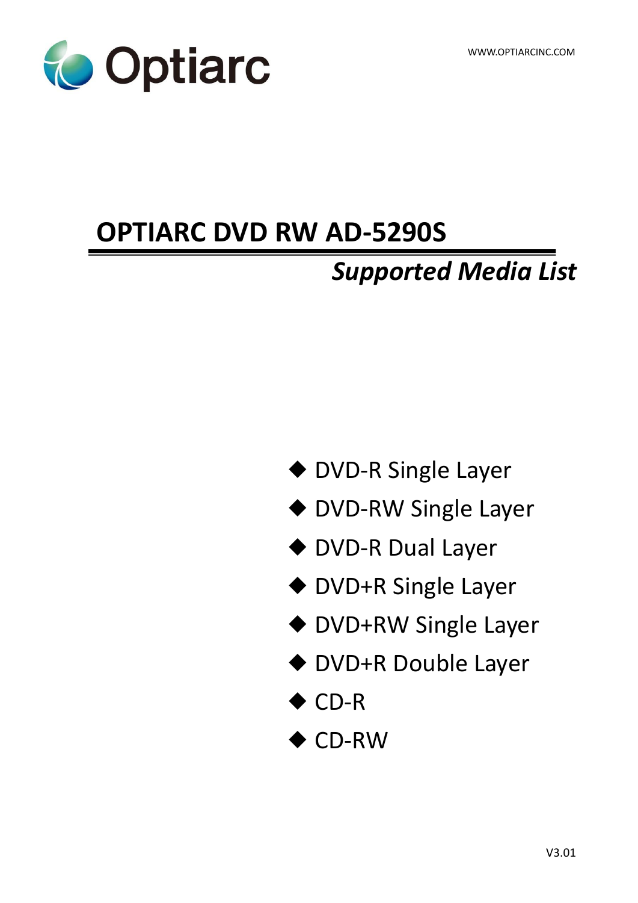Optiarc

WWW.OPTIARCINC.COM

# OPTIARC DVD RW AD-5290S

## *Supported Media List*

- DVD-R Single Layer
- DVD-RW Single Layer
- DVD-R Dual Layer
- DVD+R Single Layer
- DVD+RW Single Layer
- DVD+R Double Layer
- CD-R
- CD-RW

V3.01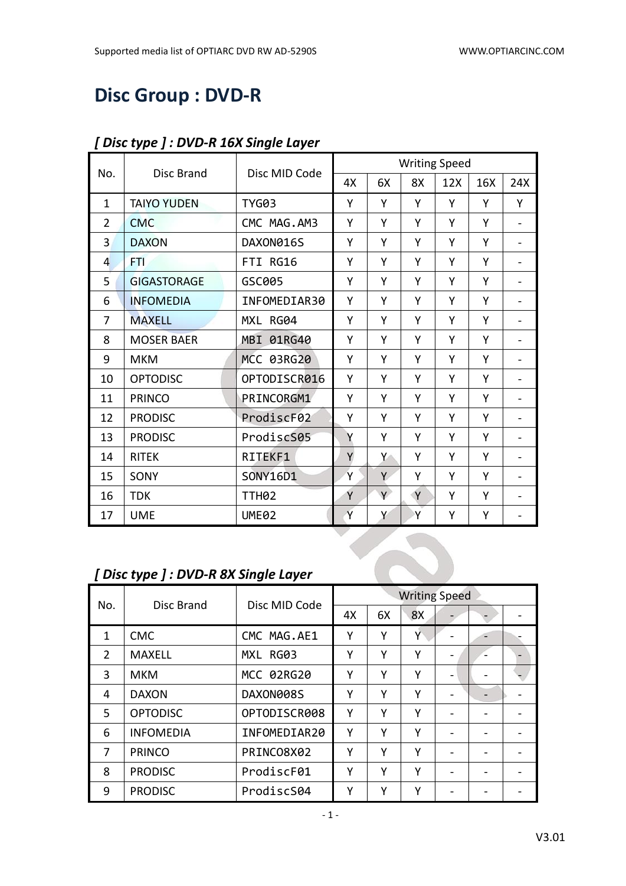# Disc Group : DVD-R

### *[ Disc type ] : DVD-R 16X Single Layer*

| No. | Disc Brand | Disc MID Code | Writing Speed | | | | | |
|---|---|---|---|---|---|---|---|---|
| | | | 4X | 6X | 8X | 12X | 16X | 24X |
| 1 | TAIYO YUDEN | TYG03 | Y | Y | Y | Y | Y | Y |
| 2 | CMC | CMC MAG.AM3 | Y | Y | Y | Y | Y | - |
| 3 | DAXON | DAXON016S | Y | Y | Y | Y | Y | - |
| 4 | FTI | FTI RG16 | Y | Y | Y | Y | Y | - |
| 5 | GIGASTORAGE | GSC005 | Y | Y | Y | Y | Y | - |
| 6 | INFOMEDIA | INFOMEDIAR30 | Y | Y | Y | Y | Y | - |
| 7 | MAXELL | MXL RG04 | Y | Y | Y | Y | Y | - |
| 8 | MOSER BAER | MBI 01RG40 | Y | Y | Y | Y | Y | - |
| 9 | MKM | MCC 03RG20 | Y | Y | Y | Y | Y | - |
| 10 | OPTODISC | OPTODISCR016 | Y | Y | Y | Y | Y | - |
| 11 | PRINCO | PRINCORGM1 | Y | Y | Y | Y | Y | - |
| 12 | PRODISC | ProdiscF02 | Y | Y | Y | Y | Y | - |
| 13 | PRODISC | ProdiscS05 | Y | Y | Y | Y | Y | - |
| 14 | RITEK | RITEKF1 | Y | Y | Y | Y | Y | - |
| 15 | SONY | SONY16D1 | Y | Y | Y | Y | Y | - |
| 16 | TDK | TTH02 | Y | Y | Y | Y | Y | - |
| 17 | UME | UME02 | Y | Y | Y | Y | Y | - |

### *[ Disc type ] : DVD-R 8X Single Layer*

| No. | Disc Brand | Disc MID Code | Writing Speed | | | | | |
|---|---|---|---|---|---|---|---|---|
| | | | 4X | 6X | 8X | - | - | - |
| 1 | CMC | CMC MAG.AE1 | Y | Y | Y | - | - | - |
| 2 | MAXELL | MXL RG03 | Y | Y | Y | - | - | - |
| 3 | MKM | MCC 02RG20 | Y | Y | Y | - | - | - |
| 4 | DAXON | DAXON008S | Y | Y | Y | - | - | - |
| 5 | OPTODISC | OPTODISCR008 | Y | Y | Y | - | - | - |
| 6 | INFOMEDIA | INFOMEDIAR20 | Y | Y | Y | - | - | - |
| 7 | PRINCO | PRINCO8X02 | Y | Y | Y | - | - | - |
| 8 | PRODISC | ProdiscF01 | Y | Y | Y | - | - | - |
| 9 | PRODISC | ProdiscS04 | Y | Y | Y | - | - | - |

V3.01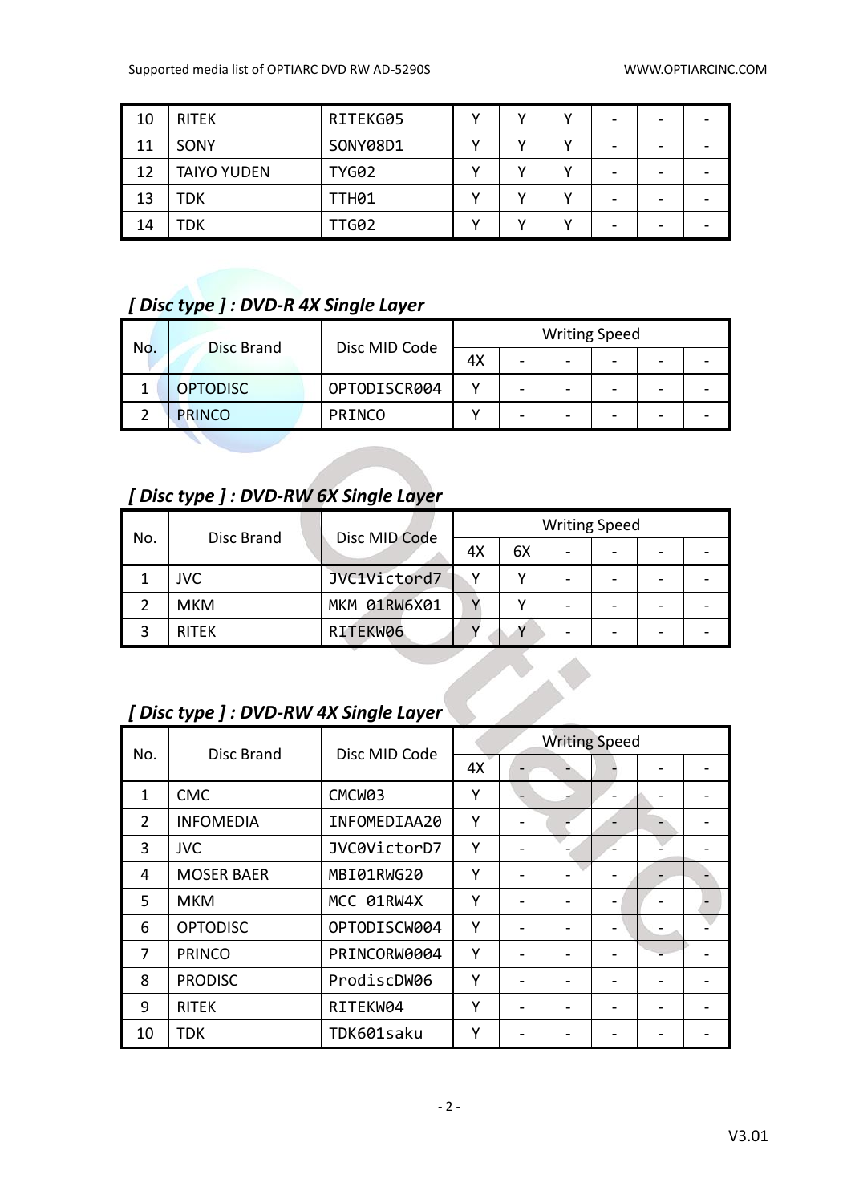| 10 | RITEK | RITEKG05 | Y | Y | Y | - | - | - |
|---|---|---|---|---|---|---|---|---|
| 11 | SONY | SONY08D1 | Y | Y | Y | - | - | - |
| 12 | TAIYO YUDEN | TYG02 | Y | Y | Y | - | - | - |
| 13 | TDK | TTH01 | Y | Y | Y | - | - | - |
| 14 | TDK | TTG02 | Y | Y | Y | - | - | - |

## *[ Disc type ] : DVD-R 4X Single Layer*

| No. | Disc Brand | Disc MID Code | Writing Speed | | | | | |
|---|---|---|---|---|---|---|---|---|
| | | | 4X | - | - | - | - | - |
| 1 | OPTODISC | OPTODISCR004 | Y | - | - | - | - | - |
| 2 | PRINCO | PRINCO | Y | - | - | - | - | - |

## *[ Disc type ] : DVD-RW 6X Single Layer*

| No. | Disc Brand | Disc MID Code | Writing Speed | | | | | |
|---|---|---|---|---|---|---|---|---|
| | | | 4X | 6X | - | - | - | - |
| 1 | JVC | JVC1Victord7 | Y | Y | - | - | - | - |
| 2 | MKM | MKM 01RW6X01 | Y | Y | - | - | - | - |
| 3 | RITEK | RITEKW06 | Y | Y | - | - | - | - |

## *[ Disc type ] : DVD-RW 4X Single Layer*

| No. | Disc Brand | Disc MID Code | Writing Speed | | | | | |
|---|---|---|---|---|---|---|---|---|
| | | | 4X | - | - | - | - | - |
| 1 | CMC | CMCW03 | Y | - | - | - | - | - |
| 2 | INFOMEDIA | INFOMEDIAA20 | Y | - | - | - | - | - |
| 3 | JVC | JVC0VictorD7 | Y | - | - | - | - | - |
| 4 | MOSER BAER | MBI01RWG20 | Y | - | - | - | - | - |
| 5 | MKM | MCC 01RW4X | Y | - | - | - | - | - |
| 6 | OPTODISC | OPTODISCW004 | Y | - | - | - | - | - |
| 7 | PRINCO | PRINCORW0004 | Y | - | - | - | - | - |
| 8 | PRODISC | ProdiscDW06 | Y | - | - | - | - | - |
| 9 | RITEK | RITEKW04 | Y | - | - | - | - | - |
| 10 | TDK | TDK601saku | Y | - | - | - | - | - |

V3.01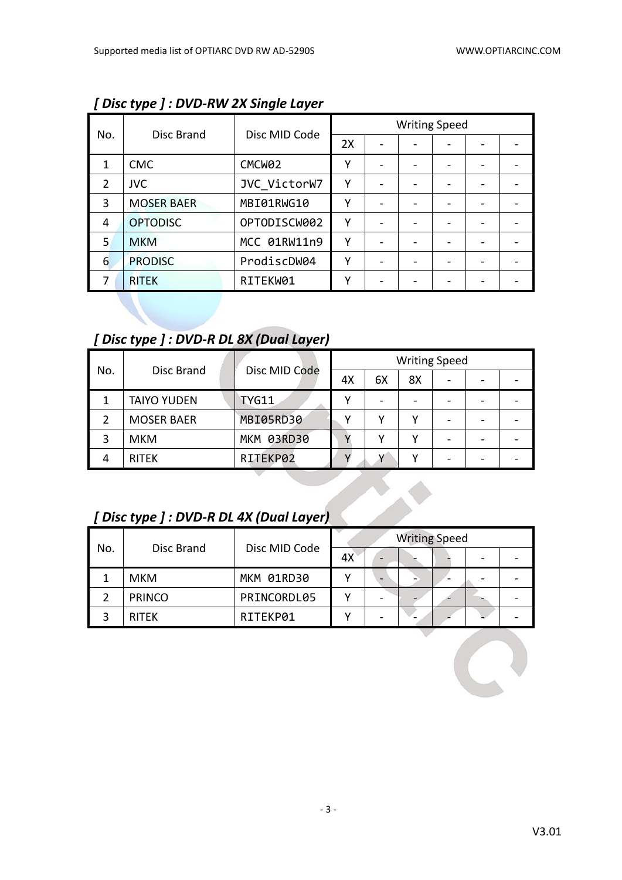### *[ Disc type ] : DVD-RW 2X Single Layer*

| No. | Disc Brand | Disc MID Code | Writing Speed | | | | | |
|---|---|---|---|---|---|---|---|---|
| | | | 2X | - | - | - | - | - |
| 1 | CMC | CMCW02 | Y | - | - | - | - | - |
| 2 | JVC | JVC_VictorW7 | Y | - | - | - | - | - |
| 3 | MOSER BAER | MBI01RWG10 | Y | - | - | - | - | - |
| 4 | OPTODISC | OPTODISCW002 | Y | - | - | - | - | - |
| 5 | MKM | MCC 01RW11n9 | Y | - | - | - | - | - |
| 6 | PRODISC | ProdiscDW04 | Y | - | - | - | - | - |
| 7 | RITEK | RITEKW01 | Y | - | - | - | - | - |

### *[ Disc type ] : DVD-R DL 8X (Dual Layer)*

| No. | Disc Brand | Disc MID Code | Writing Speed | | | | | |
|---|---|---|---|---|---|---|---|---|
| | | | 4X | 6X | 8X | - | - | - |
| 1 | TAIYO YUDEN | TYG11 | Y | - | - | - | - | - |
| 2 | MOSER BAER | MBI05RD30 | Y | Y | Y | - | - | - |
| 3 | MKM | MKM 03RD30 | Y | Y | Y | - | - | - |
| 4 | RITEK | RITEKP02 | Y | Y | Y | - | - | - |

### *[ Disc type ] : DVD-R DL 4X (Dual Layer)*

| No. | Disc Brand | Disc MID Code | Writing Speed | | | | | |
|---|---|---|---|---|---|---|---|---|
| | | | 4X | - | - | - | - | - |
| 1 | MKM | MKM 01RD30 | Y | - | - | - | - | - |
| 2 | PRINCO | PRINCORDL05 | Y | - | - | - | - | - |
| 3 | RITEK | RITEKP01 | Y | - | - | - | - | - |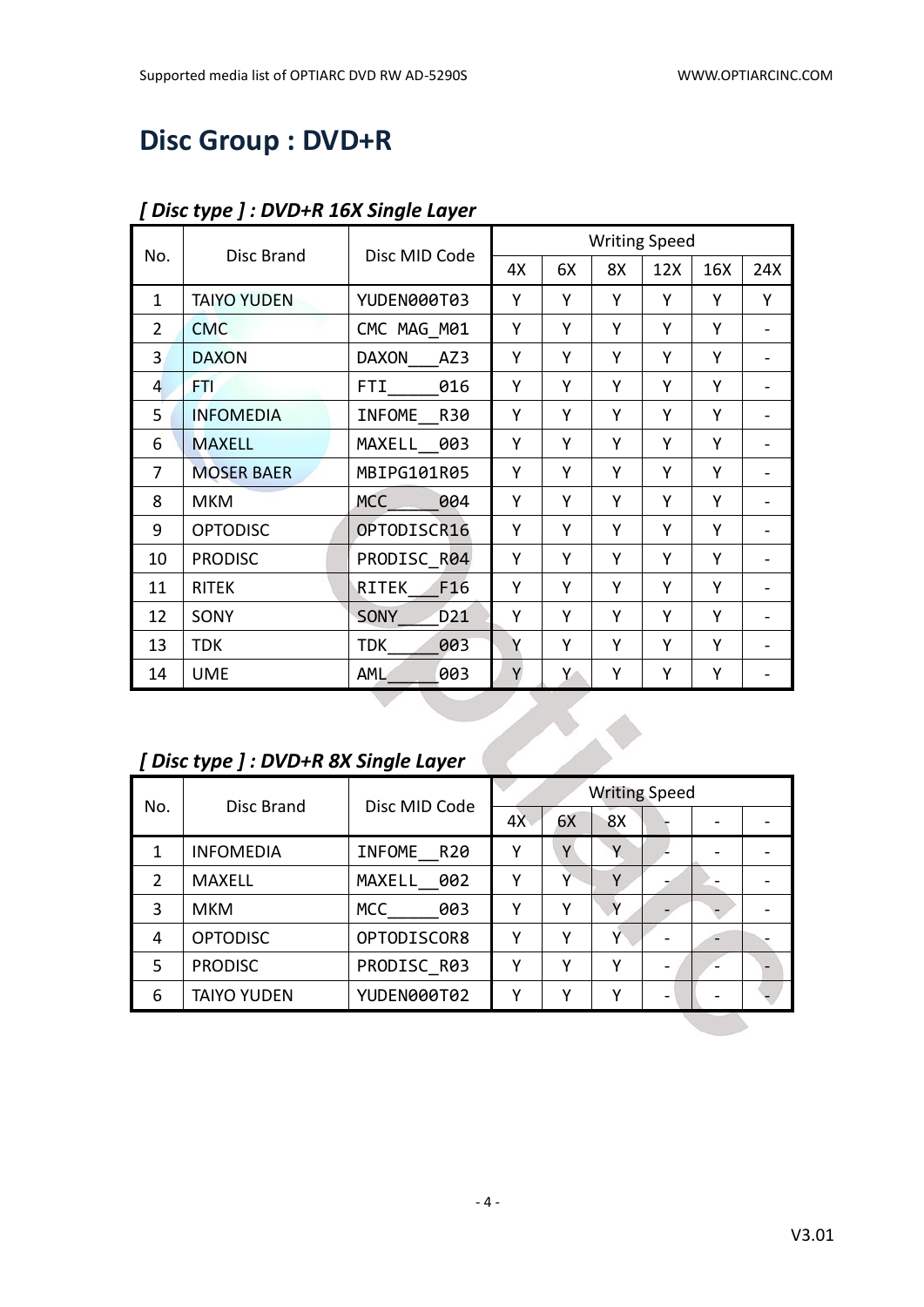# Disc Group : DVD+R

### *[ Disc type ] : DVD+R 16X Single Layer*

| No. | Disc Brand | Disc MID Code | Writing Speed | | | | | |
|---|---|---|---|---|---|---|---|---|
| | | | 4X | 6X | 8X | 12X | 16X | 24X |
| 1 | TAIYO YUDEN | YUDEN000T03 | Y | Y | Y | Y | Y | Y |
| 2 | CMC | CMC MAG_M01 | Y | Y | Y | Y | Y | - |
| 3 | DAXON | DAXON___AZ3 | Y | Y | Y | Y | Y | - |
| 4 | FTI | FTI_____016 | Y | Y | Y | Y | Y | - |
| 5 | INFOMEDIA | INFOME__R30 | Y | Y | Y | Y | Y | - |
| 6 | MAXELL | MAXELL__003 | Y | Y | Y | Y | Y | - |
| 7 | MOSER BAER | MBIPG101R05 | Y | Y | Y | Y | Y | - |
| 8 | MKM | MCC_____004 | Y | Y | Y | Y | Y | - |
| 9 | OPTODISC | OPTODISCR16 | Y | Y | Y | Y | Y | - |
| 10 | PRODISC | PRODISC_R04 | Y | Y | Y | Y | Y | - |
| 11 | RITEK | RITEK___F16 | Y | Y | Y | Y | Y | - |
| 12 | SONY | SONY____D21 | Y | Y | Y | Y | Y | - |
| 13 | TDK | TDK_____003 | Y | Y | Y | Y | Y | - |
| 14 | UME | AML_____003 | Y | Y | Y | Y | Y | - |

### *[ Disc type ] : DVD+R 8X Single Layer*

| No. | Disc Brand | Disc MID Code | Writing Speed | | | | | |
|---|---|---|---|---|---|---|---|---|
| | | | 4X | 6X | 8X | - | - | - |
| 1 | INFOMEDIA | INFOME__R20 | Y | Y | Y | - | - | - |
| 2 | MAXELL | MAXELL__002 | Y | Y | Y | - | - | - |
| 3 | MKM | MCC_____003 | Y | Y | Y | - | - | - |
| 4 | OPTODISC | OPTODISCOR8 | Y | Y | Y | - | - | - |
| 5 | PRODISC | PRODISC_R03 | Y | Y | Y | - | - | - |
| 6 | TAIYO YUDEN | YUDEN000T02 | Y | Y | Y | - | - | - |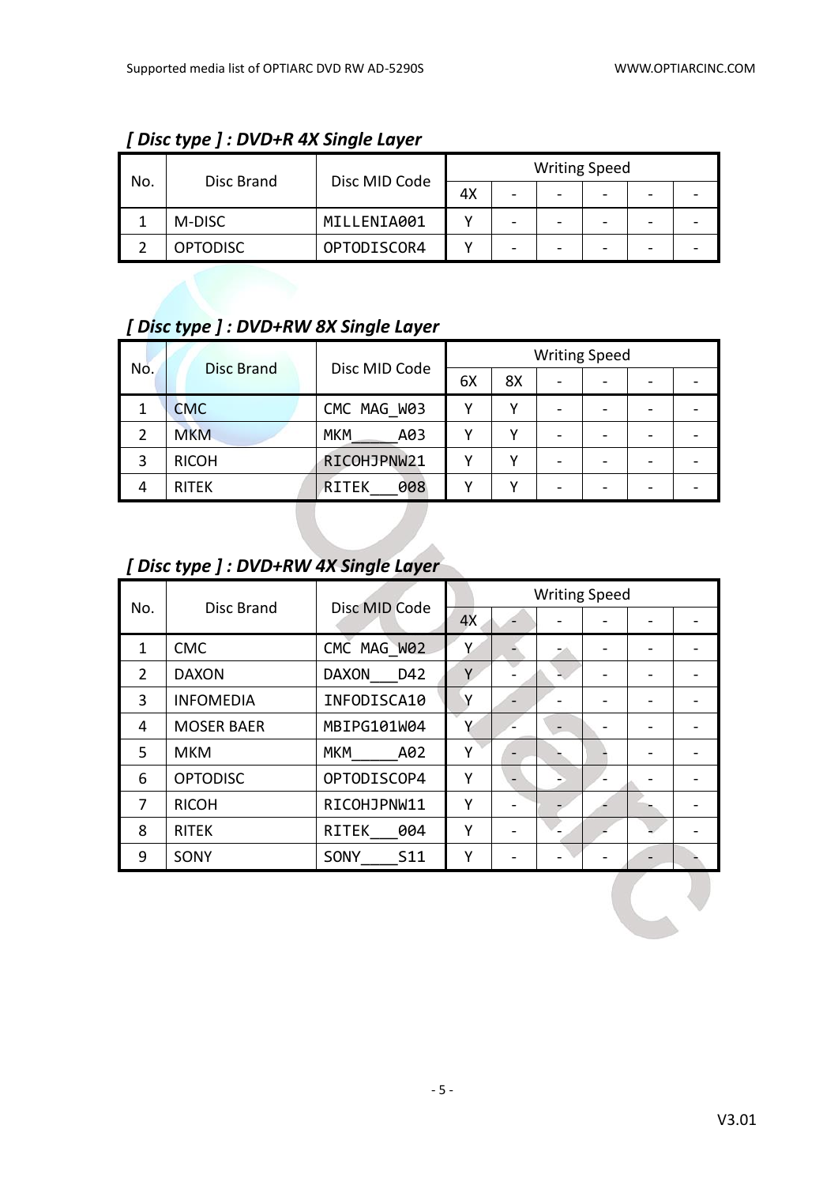### *[ Disc type ] : DVD+R 4X Single Layer*

| No. | Disc Brand | Disc MID Code | Writing Speed | | | | | |
|---|---|---|---|---|---|---|---|---|
| | | | 4X | - | - | - | - | - |
| 1 | M-DISC | MILLENIA001 | Y | - | - | - | - | - |
| 2 | OPTODISC | OPTODISCOR4 | Y | - | - | - | - | - |

### *[ Disc type ] : DVD+RW 8X Single Layer*

| No. | Disc Brand | Disc MID Code | Writing Speed | | | | | |
|---|---|---|---|---|---|---|---|---|
| | | | 6X | 8X | - | - | - | - |
| 1 | CMC | CMC MAG_W03 | Y | Y | - | - | - | - |
| 2 | MKM | MKM_____A03 | Y | Y | - | - | - | - |
| 3 | RICOH | RICOHJPNW21 | Y | Y | - | - | - | - |
| 4 | RITEK | RITEK___008 | Y | Y | - | - | - | - |

### *[ Disc type ] : DVD+RW 4X Single Layer*

| No. | Disc Brand | Disc MID Code | Writing Speed | | | | | |
|---|---|---|---|---|---|---|---|---|
| | | | 4X | - | - | - | - | - |
| 1 | CMC | CMC MAG_W02 | Y | - | - | - | - | - |
| 2 | DAXON | DAXON___D42 | Y | - | - | - | - | - |
| 3 | INFOMEDIA | INFODISCA10 | Y | - | - | - | - | - |
| 4 | MOSER BAER | MBIPG101W04 | Y | - | - | - | - | - |
| 5 | MKM | MKM_____A02 | Y | - | - | - | - | - |
| 6 | OPTODISC | OPTODISCOP4 | Y | - | - | - | - | - |
| 7 | RICOH | RICOHJPNW11 | Y | - | - | - | - | - |
| 8 | RITEK | RITEK___004 | Y | - | - | - | - | - |
| 9 | SONY | SONY____S11 | Y | - | - | - | - | - |

V3.01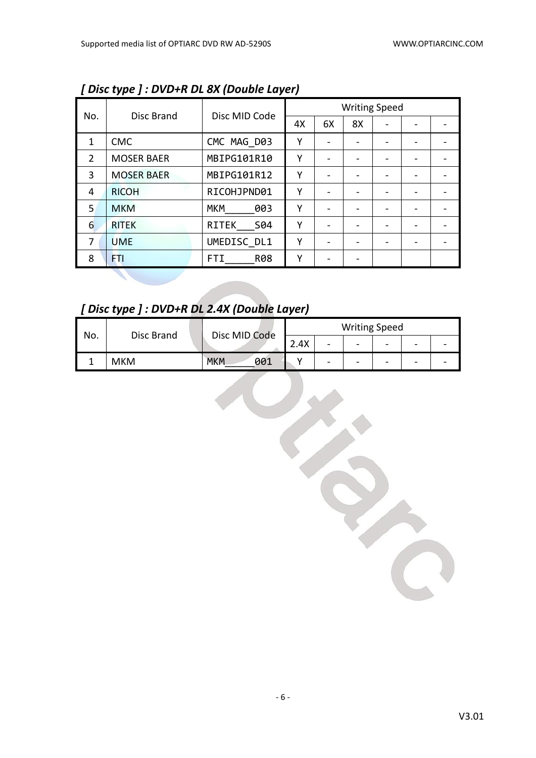### *[ Disc type ] : DVD+R DL 8X (Double Layer)*

| No. | Disc Brand | Disc MID Code | Writing Speed | | | | | |
|---|---|---|---|---|---|---|---|---|
| | | | 4X | 6X | 8X | - | - | - |
| 1 | CMC | CMC MAG_D03 | Y | - | - | - | - | - |
| 2 | MOSER BAER | MBIPG101R10 | Y | - | - | - | - | - |
| 3 | MOSER BAER | MBIPG101R12 | Y | - | - | - | - | - |
| 4 | RICOH | RICOHJPND01 | Y | - | - | - | - | - |
| 5 | MKM | MKM_____003 | Y | - | - | - | - | - |
| 6 | RITEK | RITEK___S04 | Y | - | - | - | - | - |
| 7 | UME | UMEDISC_DL1 | Y | - | - | - | - | - |
| 8 | FTI | FTI_____R08 | Y | - | - | | | |

### *[ Disc type ] : DVD+R DL 2.4X (Double Layer)*

| No. | Disc Brand | Disc MID Code | Writing Speed | | | | | |
|---|---|---|---|---|---|---|---|---|
| | | | 2.4X | - | - | - | - | - |
| 1 | MKM | MKM_____001 | Y | - | - | - | - | - |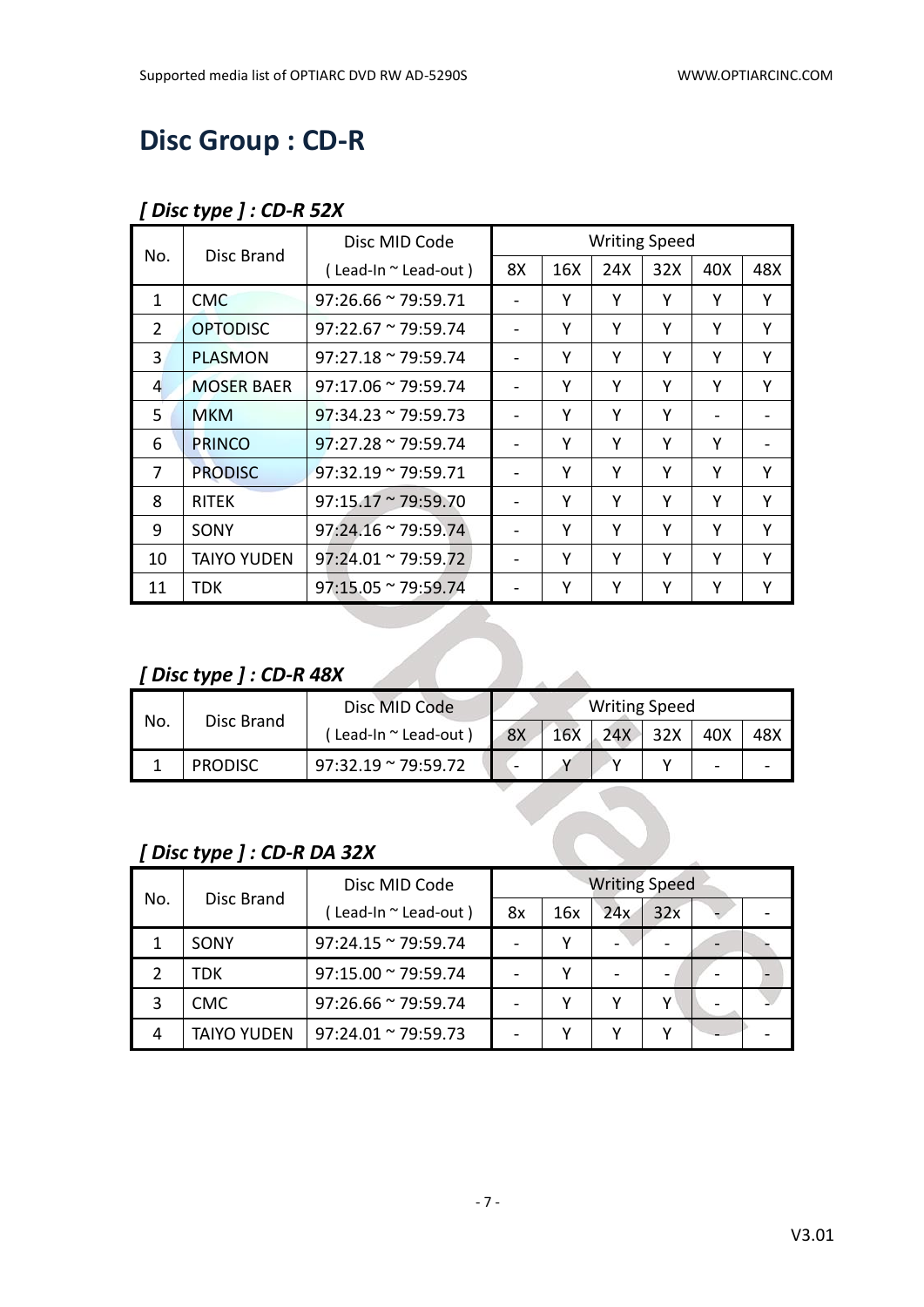# Disc Group : CD-R

### *[ Disc type ] : CD-R 52X*

| No. | Disc Brand | Disc MID Code | Writing Speed | | | | | |
|---|---|---|---|---|---|---|---|---|
| | | ( Lead-In ~ Lead-out ) | 8X | 16X | 24X | 32X | 40X | 48X |
| 1 | CMC | 97:26.66 ~ 79:59.71 | - | Y | Y | Y | Y | Y |
| 2 | OPTODISC | 97:22.67 ~ 79:59.74 | - | Y | Y | Y | Y | Y |
| 3 | PLASMON | 97:27.18 ~ 79:59.74 | - | Y | Y | Y | Y | Y |
| 4 | MOSER BAER | 97:17.06 ~ 79:59.74 | - | Y | Y | Y | Y | Y |
| 5 | MKM | 97:34.23 ~ 79:59.73 | - | Y | Y | Y | - | - |
| 6 | PRINCO | 97:27.28 ~ 79:59.74 | - | Y | Y | Y | Y | - |
| 7 | PRODISC | 97:32.19 ~ 79:59.71 | - | Y | Y | Y | Y | Y |
| 8 | RITEK | 97:15.17 ~ 79:59.70 | - | Y | Y | Y | Y | Y |
| 9 | SONY | 97:24.16 ~ 79:59.74 | - | Y | Y | Y | Y | Y |
| 10 | TAIYO YUDEN | 97:24.01 ~ 79:59.72 | - | Y | Y | Y | Y | Y |
| 11 | TDK | 97:15.05 ~ 79:59.74 | - | Y | Y | Y | Y | Y |

### *[ Disc type ] : CD-R 48X*

| No. | Disc Brand | Disc MID Code | Writing Speed | | | | | |
|---|---|---|---|---|---|---|---|---|
| | | ( Lead-In ~ Lead-out ) | 8X | 16X | 24X | 32X | 40X | 48X |
| 1 | PRODISC | 97:32.19 ~ 79:59.72 | - | Y | Y | Y | - | - |

### *[ Disc type ] : CD-R DA 32X*

| No. | Disc Brand | Disc MID Code | Writing Speed | | | | | |
|---|---|---|---|---|---|---|---|---|
| | | ( Lead-In ~ Lead-out ) | 8x | 16x | 24x | 32x | - | - |
| 1 | SONY | 97:24.15 ~ 79:59.74 | - | Y | - | - | - | - |
| 2 | TDK | 97:15.00 ~ 79:59.74 | - | Y | - | - | - | - |
| 3 | CMC | 97:26.66 ~ 79:59.74 | - | Y | Y | Y | - | - |
| 4 | TAIYO YUDEN | 97:24.01 ~ 79:59.73 | - | Y | Y | Y | - | - |

V3.01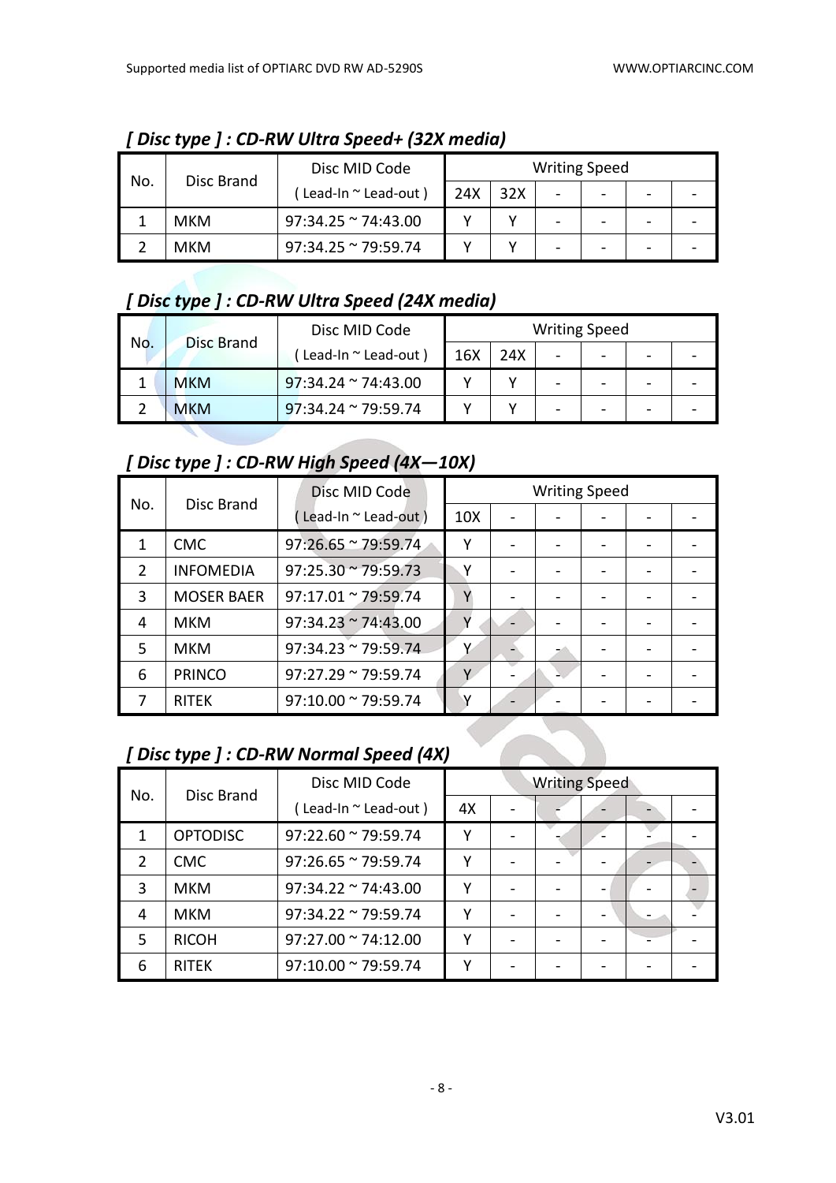## *[ Disc type ] : CD-RW Ultra Speed+ (32X media)*

| No. | Disc Brand | Disc MID Code | Writing Speed | | | | | |
|---|---|---|---|---|---|---|---|---|
| | | ( Lead-In ~ Lead-out ) | 24X | 32X | - | - | - | - |
| 1 | MKM | 97:34.25 ~ 74:43.00 | Y | Y | - | - | - | - |
| 2 | MKM | 97:34.25 ~ 79:59.74 | Y | Y | - | - | - | - |

## *[ Disc type ] : CD-RW Ultra Speed (24X media)*

| No. | Disc Brand | Disc MID Code | Writing Speed | | | | | |
|---|---|---|---|---|---|---|---|---|
| | | ( Lead-In ~ Lead-out ) | 16X | 24X | - | - | - | - |
| 1 | MKM | 97:34.24 ~ 74:43.00 | Y | Y | - | - | - | - |
| 2 | MKM | 97:34.24 ~ 79:59.74 | Y | Y | - | - | - | - |

## *[ Disc type ] : CD-RW High Speed (4X—10X)*

| No. | Disc Brand | Disc MID Code | Writing Speed | | | | | |
|---|---|---|---|---|---|---|---|---|
| | | ( Lead-In ~ Lead-out ) | 10X | - | - | - | - | - |
| 1 | CMC | 97:26.65 ~ 79:59.74 | Y | - | - | - | - | - |
| 2 | INFOMEDIA | 97:25.30 ~ 79:59.73 | Y | - | - | - | - | - |
| 3 | MOSER BAER | 97:17.01 ~ 79:59.74 | Y | - | - | - | - | - |
| 4 | MKM | 97:34.23 ~ 74:43.00 | Y | - | - | - | - | - |
| 5 | MKM | 97:34.23 ~ 79:59.74 | Y | - | - | - | - | - |
| 6 | PRINCO | 97:27.29 ~ 79:59.74 | Y | - | - | - | - | - |
| 7 | RITEK | 97:10.00 ~ 79:59.74 | Y | - | - | - | - | - |

## *[ Disc type ] : CD-RW Normal Speed (4X)*

| No. | Disc Brand | Disc MID Code | Writing Speed | | | | | |
|---|---|---|---|---|---|---|---|---|
| | | ( Lead-In ~ Lead-out ) | 4X | - | - | - | - | - |
| 1 | OPTODISC | 97:22.60 ~ 79:59.74 | Y | - | - | - | - | - |
| 2 | CMC | 97:26.65 ~ 79:59.74 | Y | - | - | - | - | - |
| 3 | MKM | 97:34.22 ~ 74:43.00 | Y | - | - | - | - | - |
| 4 | MKM | 97:34.22 ~ 79:59.74 | Y | - | - | - | - | - |
| 5 | RICOH | 97:27.00 ~ 74:12.00 | Y | - | - | - | - | - |
| 6 | RITEK | 97:10.00 ~ 79:59.74 | Y | - | - | - | - | - |

V3.01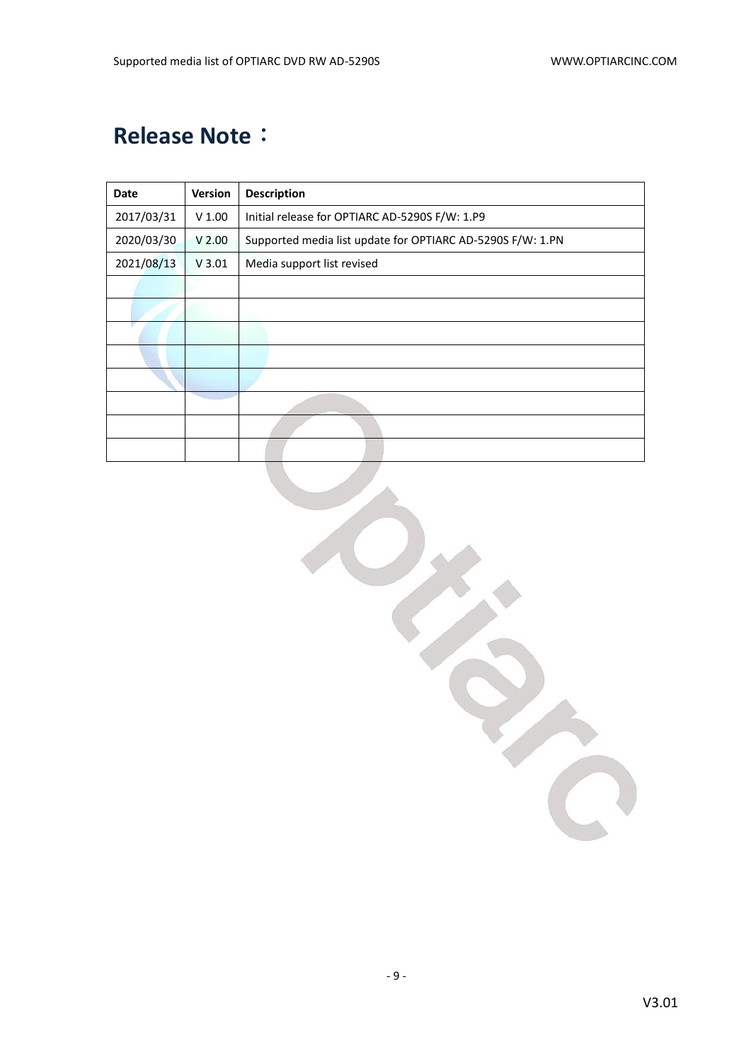# Release Note：

| Date | Version | Description |
| --- | --- | --- |
| 2017/03/31 | V 1.00 | Initial release for OPTIARC AD-5290S F/W: 1.P9 |
| 2020/03/30 | V 2.00 | Supported media list update for OPTIARC AD-5290S F/W: 1.PN |
| 2021/08/13 | V 3.01 | Media support list revised |
| | | |
| | | |
| | | |
| | | |
| | | |
| | | |
| | | |
| | | |